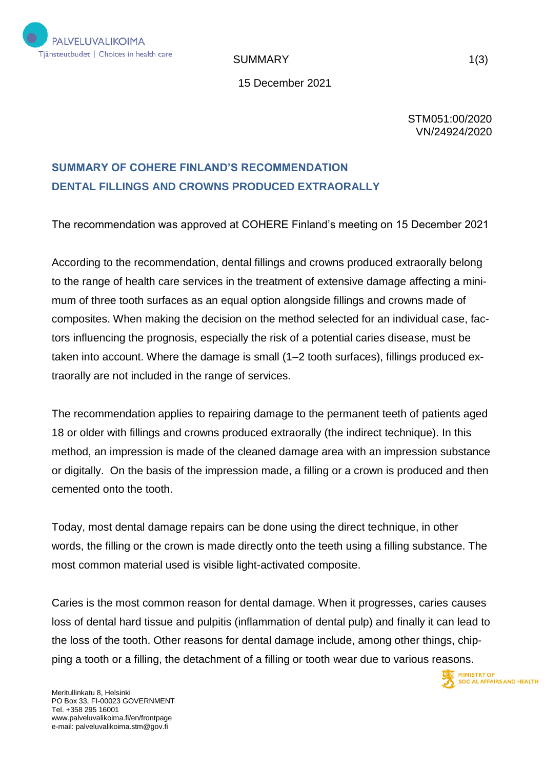SUMMARY

15 December 2021

STM051:00/2020
VN/24924/2020

## SUMMARY OF COHERE FINLAND'S RECOMMENDATION DENTAL FILLINGS AND CROWNS PRODUCED EXTRAORALLY

The recommendation was approved at COHERE Finland's meeting on 15 December 2021

According to the recommendation, dental fillings and crowns produced extraorally belong to the range of health care services in the treatment of extensive damage affecting a minimum of three tooth surfaces as an equal option alongside fillings and crowns made of composites. When making the decision on the method selected for an individual case, factors influencing the prognosis, especially the risk of a potential caries disease, must be taken into account. Where the damage is small (1–2 tooth surfaces), fillings produced extraorally are not included in the range of services.

The recommendation applies to repairing damage to the permanent teeth of patients aged 18 or older with fillings and crowns produced extraorally (the indirect technique). In this method, an impression is made of the cleaned damage area with an impression substance or digitally. On the basis of the impression made, a filling or a crown is produced and then cemented onto the tooth.

Today, most dental damage repairs can be done using the direct technique, in other words, the filling or the crown is made directly onto the teeth using a filling substance. The most common material used is visible light-activated composite.

Caries is the most common reason for dental damage. When it progresses, caries causes loss of dental hard tissue and pulpitis (inflammation of dental pulp) and finally it can lead to the loss of the tooth. Other reasons for dental damage include, among other things, chipping a tooth or a filling, the detachment of a filling or tooth wear due to various reasons.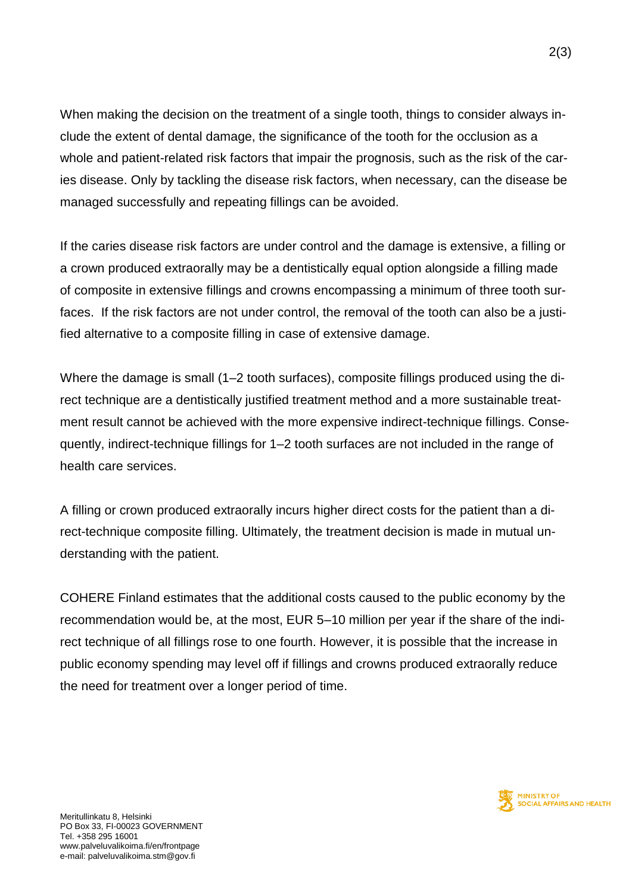When making the decision on the treatment of a single tooth, things to consider always include the extent of dental damage, the significance of the tooth for the occlusion as a whole and patient-related risk factors that impair the prognosis, such as the risk of the caries disease. Only by tackling the disease risk factors, when necessary, can the disease be managed successfully and repeating fillings can be avoided.

If the caries disease risk factors are under control and the damage is extensive, a filling or a crown produced extraorally may be a dentistically equal option alongside a filling made of composite in extensive fillings and crowns encompassing a minimum of three tooth surfaces. If the risk factors are not under control, the removal of the tooth can also be a justified alternative to a composite filling in case of extensive damage.

Where the damage is small (1–2 tooth surfaces), composite fillings produced using the direct technique are a dentistically justified treatment method and a more sustainable treatment result cannot be achieved with the more expensive indirect-technique fillings. Consequently, indirect-technique fillings for 1–2 tooth surfaces are not included in the range of health care services.

A filling or crown produced extraorally incurs higher direct costs for the patient than a direct-technique composite filling. Ultimately, the treatment decision is made in mutual understanding with the patient.

COHERE Finland estimates that the additional costs caused to the public economy by the recommendation would be, at the most, EUR 5–10 million per year if the share of the indirect technique of all fillings rose to one fourth. However, it is possible that the increase in public economy spending may level off if fillings and crowns produced extraorally reduce the need for treatment over a longer period of time.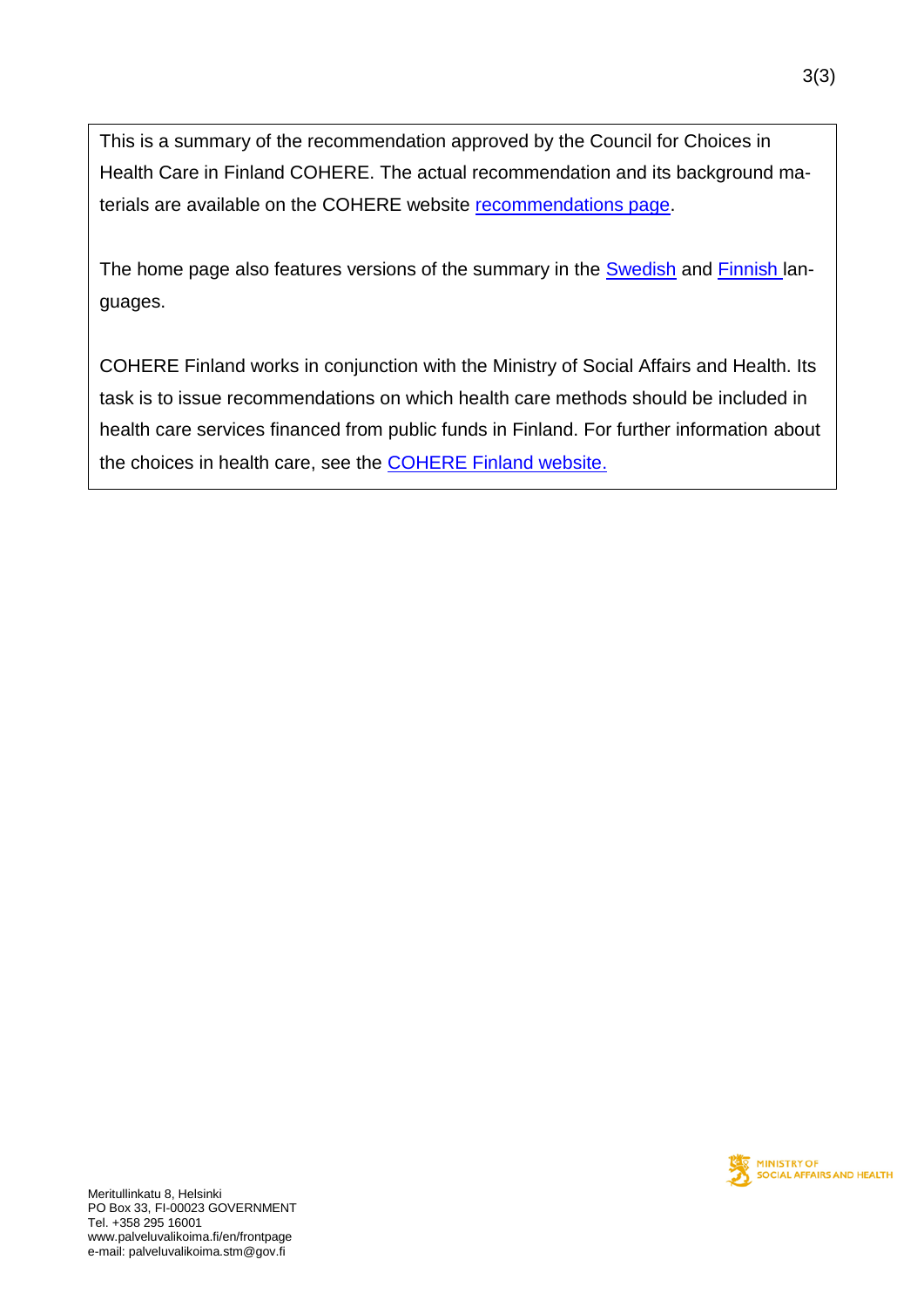This is a summary of the recommendation approved by the Council for Choices in Health Care in Finland COHERE. The actual recommendation and its background materials are available on the COHERE website recommendations page.

The home page also features versions of the summary in the Swedish and Finnish languages.

COHERE Finland works in conjunction with the Ministry of Social Affairs and Health. Its task is to issue recommendations on which health care methods should be included in health care services financed from public funds in Finland. For further information about the choices in health care, see the COHERE Finland website.

Meritullinkatu 8, Helsinki
PO Box 33, FI-00023 GOVERNMENT
Tel. +358 295 16001
www.palveluvalikoima.fi/en/frontpage
e-mail: palveluvalikoima.stm@gov.fi

MINISTRY OF SOCIAL AFFAIRS AND HEALTH